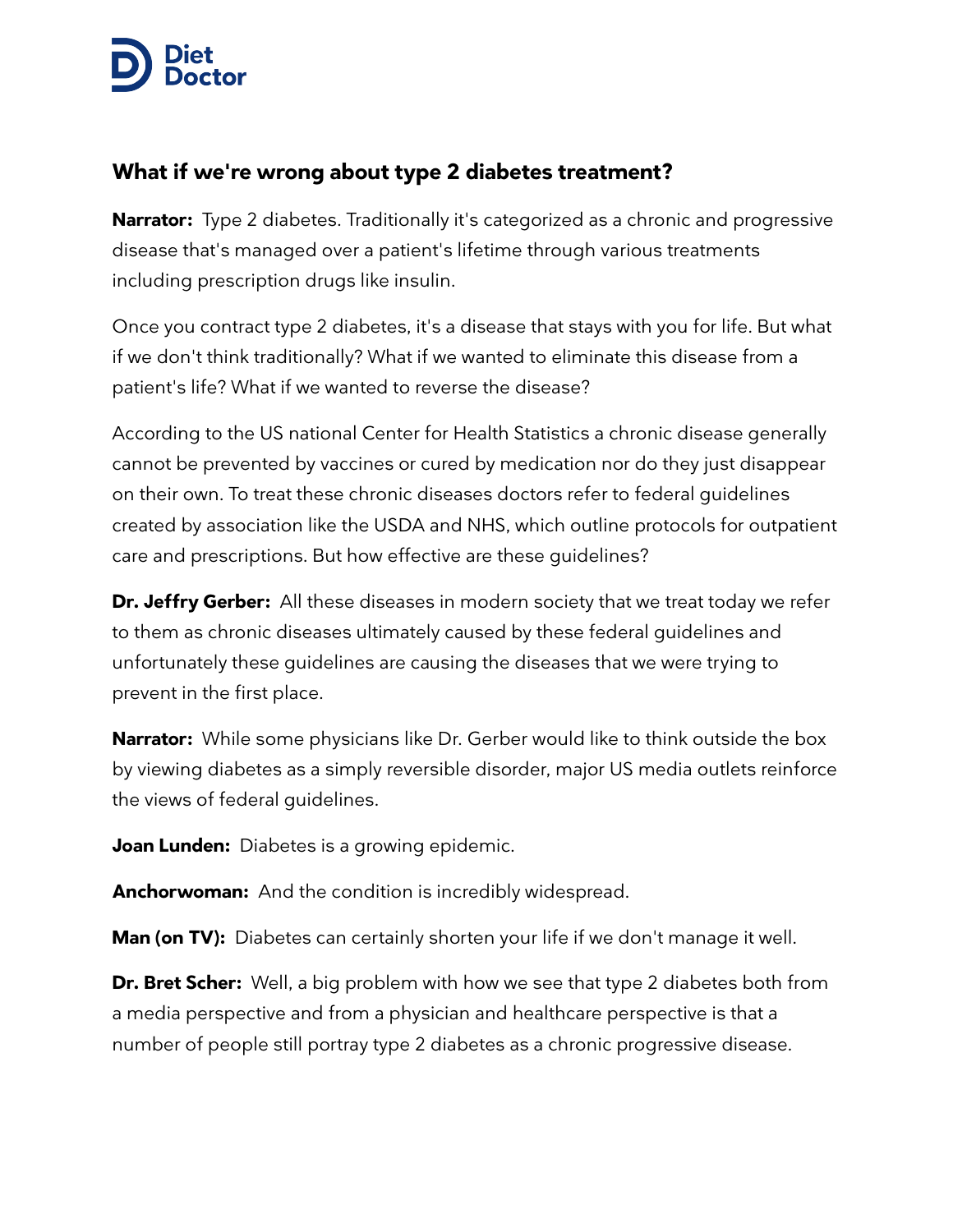## What if we're wrong about type 2 diabetes treatment?

**Narrator:** Type 2 diabetes. Traditionally it's categorized as a chronic and progressive disease that's managed over a patient's lifetime through various treatments including prescription drugs like insulin.

Once you contract type 2 diabetes, it's a disease that stays with you for life. But what if we don't think traditionally? What if we wanted to eliminate this disease from a patient's life? What if we wanted to reverse the disease?

According to the US national Center for Health Statistics a chronic disease generally cannot be prevented by vaccines or cured by medication nor do they just disappear on their own. To treat these chronic diseases doctors refer to federal guidelines created by association like the USDA and NHS, which outline protocols for outpatient care and prescriptions. But how effective are these guidelines?

**Dr. Jeffry Gerber:** All these diseases in modern society that we treat today we refer to them as chronic diseases ultimately caused by these federal guidelines and unfortunately these guidelines are causing the diseases that we were trying to prevent in the first place.

**Narrator:** While some physicians like Dr. Gerber would like to think outside the box by viewing diabetes as a simply reversible disorder, major US media outlets reinforce the views of federal guidelines.

**Joan Lunden:** Diabetes is a growing epidemic.

**Anchorwoman:** And the condition is incredibly widespread.

**Man (on TV):** Diabetes can certainly shorten your life if we don't manage it well.

**Dr. Bret Scher:** Well, a big problem with how we see that type 2 diabetes both from a media perspective and from a physician and healthcare perspective is that a number of people still portray type 2 diabetes as a chronic progressive disease.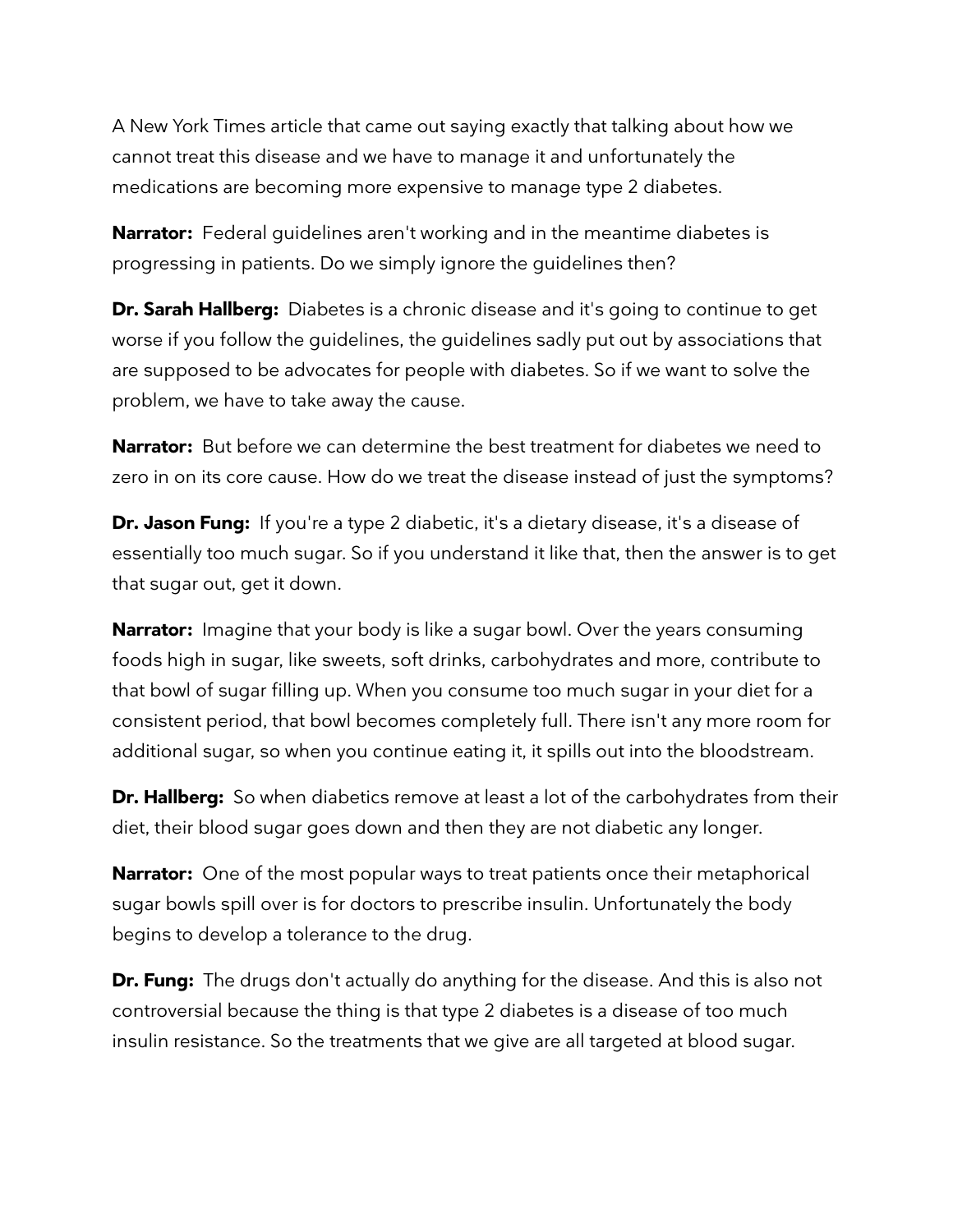A New York Times article that came out saying exactly that talking about how we cannot treat this disease and we have to manage it and unfortunately the medications are becoming more expensive to manage type 2 diabetes.

**Narrator:** Federal guidelines aren't working and in the meantime diabetes is progressing in patients. Do we simply ignore the guidelines then?

**Dr. Sarah Hallberg:** Diabetes is a chronic disease and it's going to continue to get worse if you follow the guidelines, the guidelines sadly put out by associations that are supposed to be advocates for people with diabetes. So if we want to solve the problem, we have to take away the cause.

**Narrator:** But before we can determine the best treatment for diabetes we need to zero in on its core cause. How do we treat the disease instead of just the symptoms?

**Dr. Jason Fung:** If you're a type 2 diabetic, it's a dietary disease, it's a disease of essentially too much sugar. So if you understand it like that, then the answer is to get that sugar out, get it down.

**Narrator:** Imagine that your body is like a sugar bowl. Over the years consuming foods high in sugar, like sweets, soft drinks, carbohydrates and more, contribute to that bowl of sugar filling up. When you consume too much sugar in your diet for a consistent period, that bowl becomes completely full. There isn't any more room for additional sugar, so when you continue eating it, it spills out into the bloodstream.

**Dr. Hallberg:** So when diabetics remove at least a lot of the carbohydrates from their diet, their blood sugar goes down and then they are not diabetic any longer.

**Narrator:** One of the most popular ways to treat patients once their metaphorical sugar bowls spill over is for doctors to prescribe insulin. Unfortunately the body begins to develop a tolerance to the drug.

**Dr. Fung:** The drugs don't actually do anything for the disease. And this is also not controversial because the thing is that type 2 diabetes is a disease of too much insulin resistance. So the treatments that we give are all targeted at blood sugar.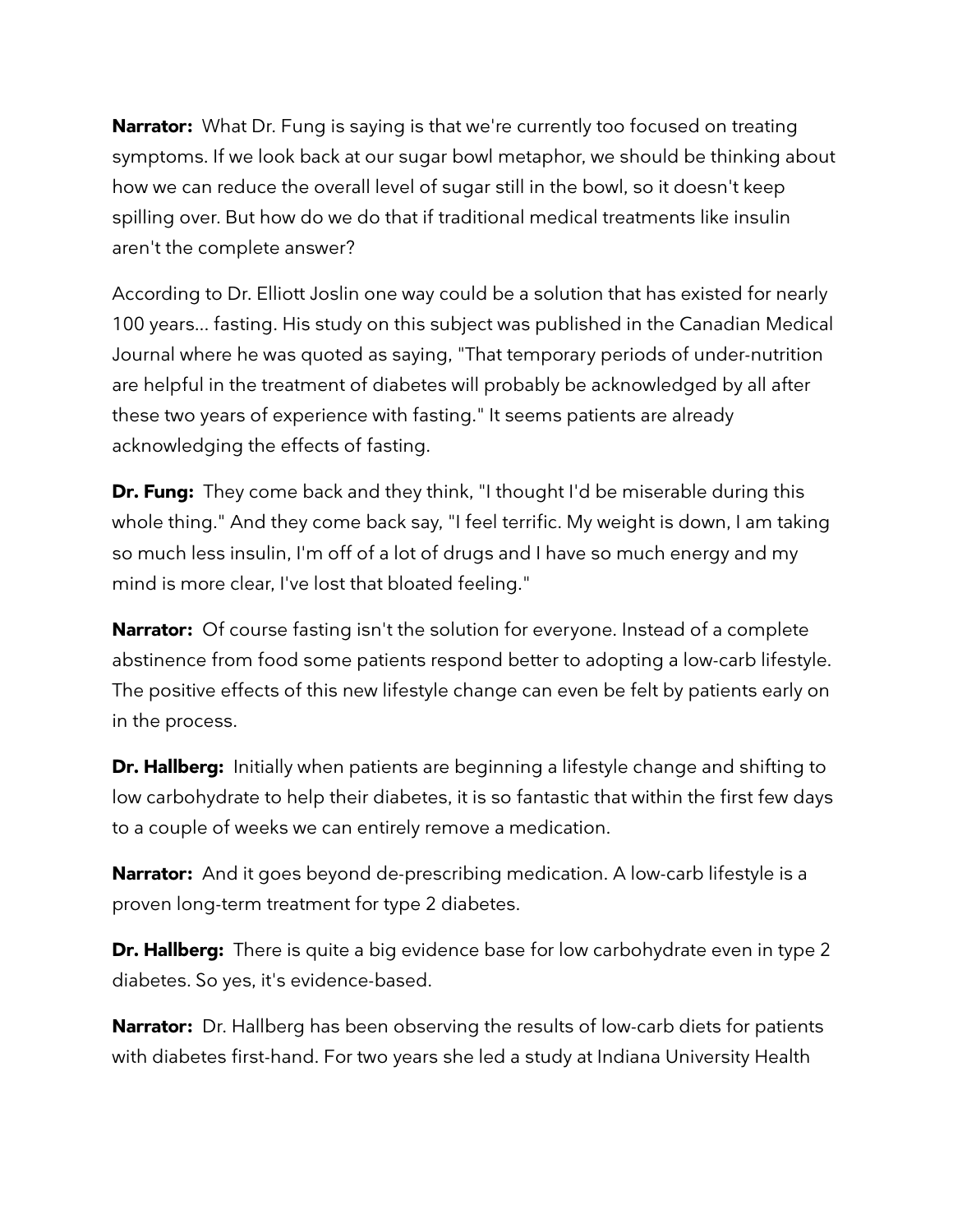**Narrator:** What Dr. Fung is saying is that we're currently too focused on treating symptoms. If we look back at our sugar bowl metaphor, we should be thinking about how we can reduce the overall level of sugar still in the bowl, so it doesn't keep spilling over. But how do we do that if traditional medical treatments like insulin aren't the complete answer?

According to Dr. Elliott Joslin one way could be a solution that has existed for nearly 100 years… fasting. His study on this subject was published in the Canadian Medical Journal where he was quoted as saying, "That temporary periods of under-nutrition are helpful in the treatment of diabetes will probably be acknowledged by all after these two years of experience with fasting." It seems patients are already acknowledging the effects of fasting.

**Dr. Fung:** They come back and they think, "I thought I'd be miserable during this whole thing." And they come back say, "I feel terrific. My weight is down, I am taking so much less insulin, I'm off of a lot of drugs and I have so much energy and my mind is more clear, I've lost that bloated feeling."

**Narrator:** Of course fasting isn't the solution for everyone. Instead of a complete abstinence from food some patients respond better to adopting a low-carb lifestyle. The positive effects of this new lifestyle change can even be felt by patients early on in the process.

**Dr. Hallberg:** Initially when patients are beginning a lifestyle change and shifting to low carbohydrate to help their diabetes, it is so fantastic that within the first few days to a couple of weeks we can entirely remove a medication.

**Narrator:** And it goes beyond de-prescribing medication. A low-carb lifestyle is a proven long-term treatment for type 2 diabetes.

**Dr. Hallberg:** There is quite a big evidence base for low carbohydrate even in type 2 diabetes. So yes, it's evidence-based.

**Narrator:** Dr. Hallberg has been observing the results of low-carb diets for patients with diabetes first-hand. For two years she led a study at Indiana University Health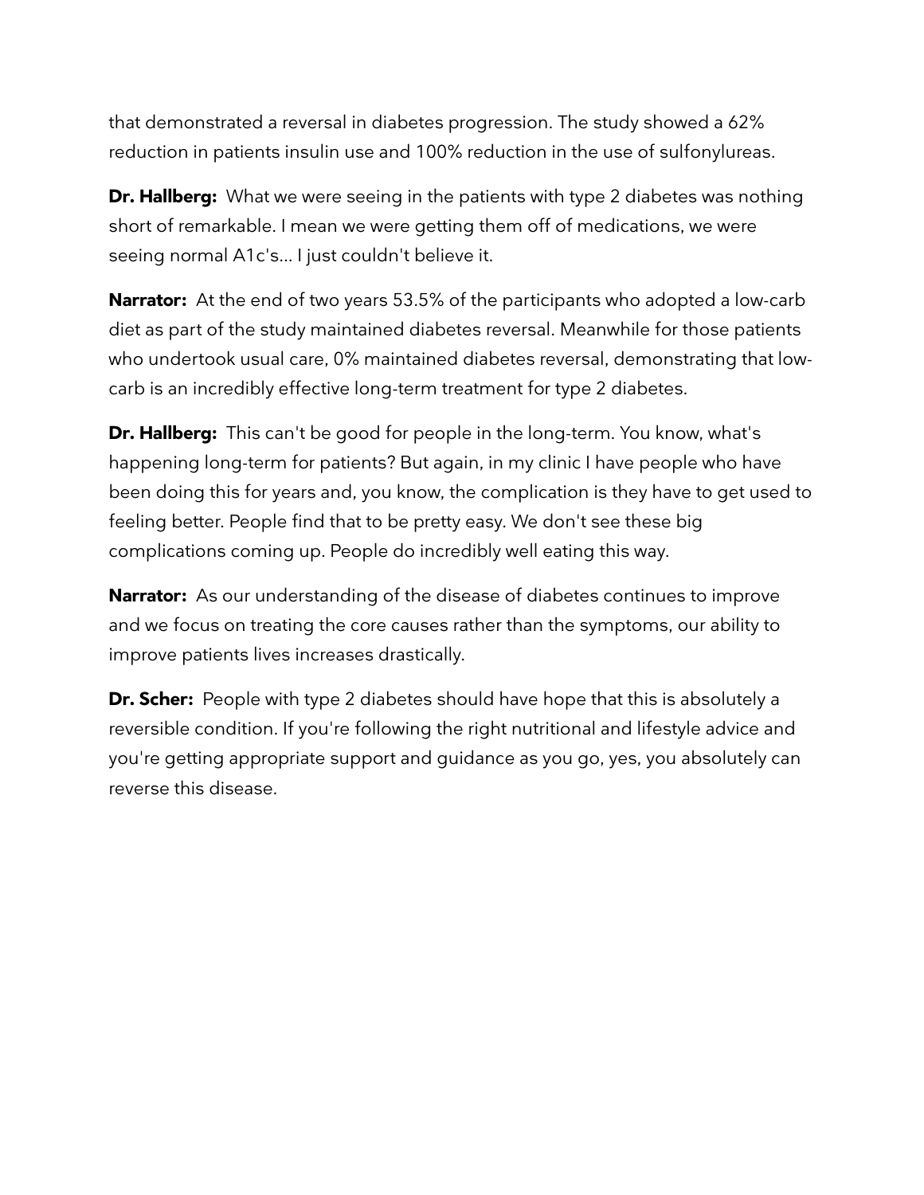that demonstrated a reversal in diabetes progression. The study showed a 62% reduction in patients insulin use and 100% reduction in the use of sulfonylureas.

**Dr. Hallberg:** What we were seeing in the patients with type 2 diabetes was nothing short of remarkable. I mean we were getting them off of medications, we were seeing normal A1c's... I just couldn't believe it.

**Narrator:** At the end of two years 53.5% of the participants who adopted a low-carb diet as part of the study maintained diabetes reversal. Meanwhile for those patients who undertook usual care, 0% maintained diabetes reversal, demonstrating that low-carb is an incredibly effective long-term treatment for type 2 diabetes.

**Dr. Hallberg:** This can't be good for people in the long-term. You know, what's happening long-term for patients? But again, in my clinic I have people who have been doing this for years and, you know, the complication is they have to get used to feeling better. People find that to be pretty easy. We don't see these big complications coming up. People do incredibly well eating this way.

**Narrator:** As our understanding of the disease of diabetes continues to improve and we focus on treating the core causes rather than the symptoms, our ability to improve patients lives increases drastically.

**Dr. Scher:** People with type 2 diabetes should have hope that this is absolutely a reversible condition. If you're following the right nutritional and lifestyle advice and you're getting appropriate support and guidance as you go, yes, you absolutely can reverse this disease.